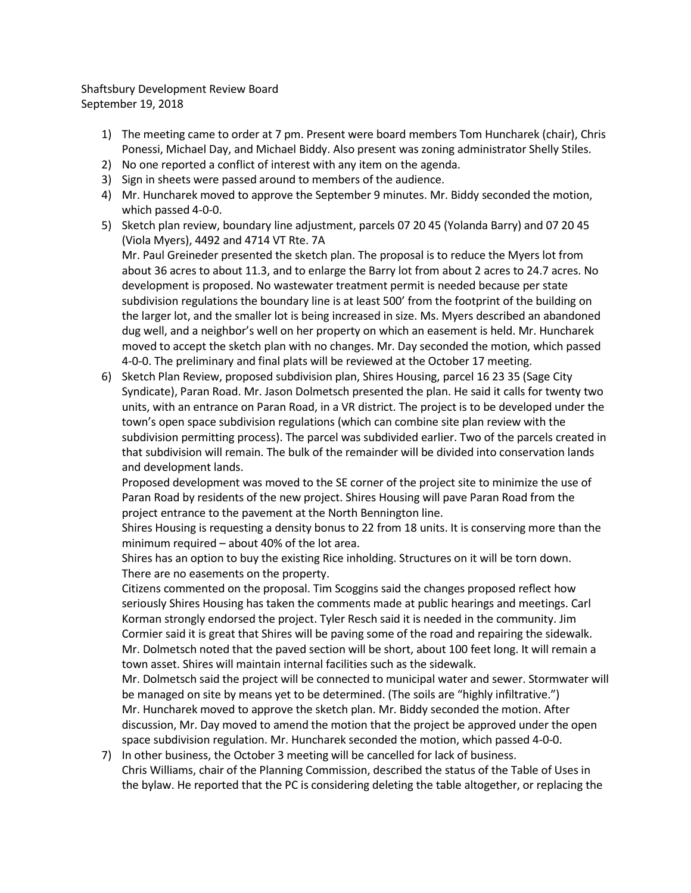Shaftsbury Development Review Board
September 19, 2018

1) The meeting came to order at 7 pm. Present were board members Tom Huncharek (chair), Chris Ponessi, Michael Day, and Michael Biddy. Also present was zoning administrator Shelly Stiles.
2) No one reported a conflict of interest with any item on the agenda.
3) Sign in sheets were passed around to members of the audience.
4) Mr. Huncharek moved to approve the September 9 minutes. Mr. Biddy seconded the motion, which passed 4-0-0.
5) Sketch plan review, boundary line adjustment, parcels 07 20 45 (Yolanda Barry) and 07 20 45 (Viola Myers), 4492 and 4714 VT Rte. 7A
   Mr. Paul Greineder presented the sketch plan. The proposal is to reduce the Myers lot from about 36 acres to about 11.3, and to enlarge the Barry lot from about 2 acres to 24.7 acres. No development is proposed. No wastewater treatment permit is needed because per state subdivision regulations the boundary line is at least 500' from the footprint of the building on the larger lot, and the smaller lot is being increased in size. Ms. Myers described an abandoned dug well, and a neighbor's well on her property on which an easement is held. Mr. Huncharek moved to accept the sketch plan with no changes. Mr. Day seconded the motion, which passed 4-0-0. The preliminary and final plats will be reviewed at the October 17 meeting.
6) Sketch Plan Review, proposed subdivision plan, Shires Housing, parcel 16 23 35 (Sage City Syndicate), Paran Road. Mr. Jason Dolmetsch presented the plan. He said it calls for twenty two units, with an entrance on Paran Road, in a VR district. The project is to be developed under the town's open space subdivision regulations (which can combine site plan review with the subdivision permitting process). The parcel was subdivided earlier. Two of the parcels created in that subdivision will remain. The bulk of the remainder will be divided into conservation lands and development lands.
   Proposed development was moved to the SE corner of the project site to minimize the use of Paran Road by residents of the new project. Shires Housing will pave Paran Road from the project entrance to the pavement at the North Bennington line.
   Shires Housing is requesting a density bonus to 22 from 18 units. It is conserving more than the minimum required – about 40% of the lot area.
   Shires has an option to buy the existing Rice inholding. Structures on it will be torn down. There are no easements on the property.
   Citizens commented on the proposal. Tim Scoggins said the changes proposed reflect how seriously Shires Housing has taken the comments made at public hearings and meetings. Carl Korman strongly endorsed the project. Tyler Resch said it is needed in the community. Jim Cormier said it is great that Shires will be paving some of the road and repairing the sidewalk. Mr. Dolmetsch noted that the paved section will be short, about 100 feet long. It will remain a town asset. Shires will maintain internal facilities such as the sidewalk.
   Mr. Dolmetsch said the project will be connected to municipal water and sewer. Stormwater will be managed on site by means yet to be determined. (The soils are "highly infiltrative.")
   Mr. Huncharek moved to approve the sketch plan. Mr. Biddy seconded the motion. After discussion, Mr. Day moved to amend the motion that the project be approved under the open space subdivision regulation. Mr. Huncharek seconded the motion, which passed 4-0-0.
7) In other business, the October 3 meeting will be cancelled for lack of business.
   Chris Williams, chair of the Planning Commission, described the status of the Table of Uses in the bylaw. He reported that the PC is considering deleting the table altogether, or replacing the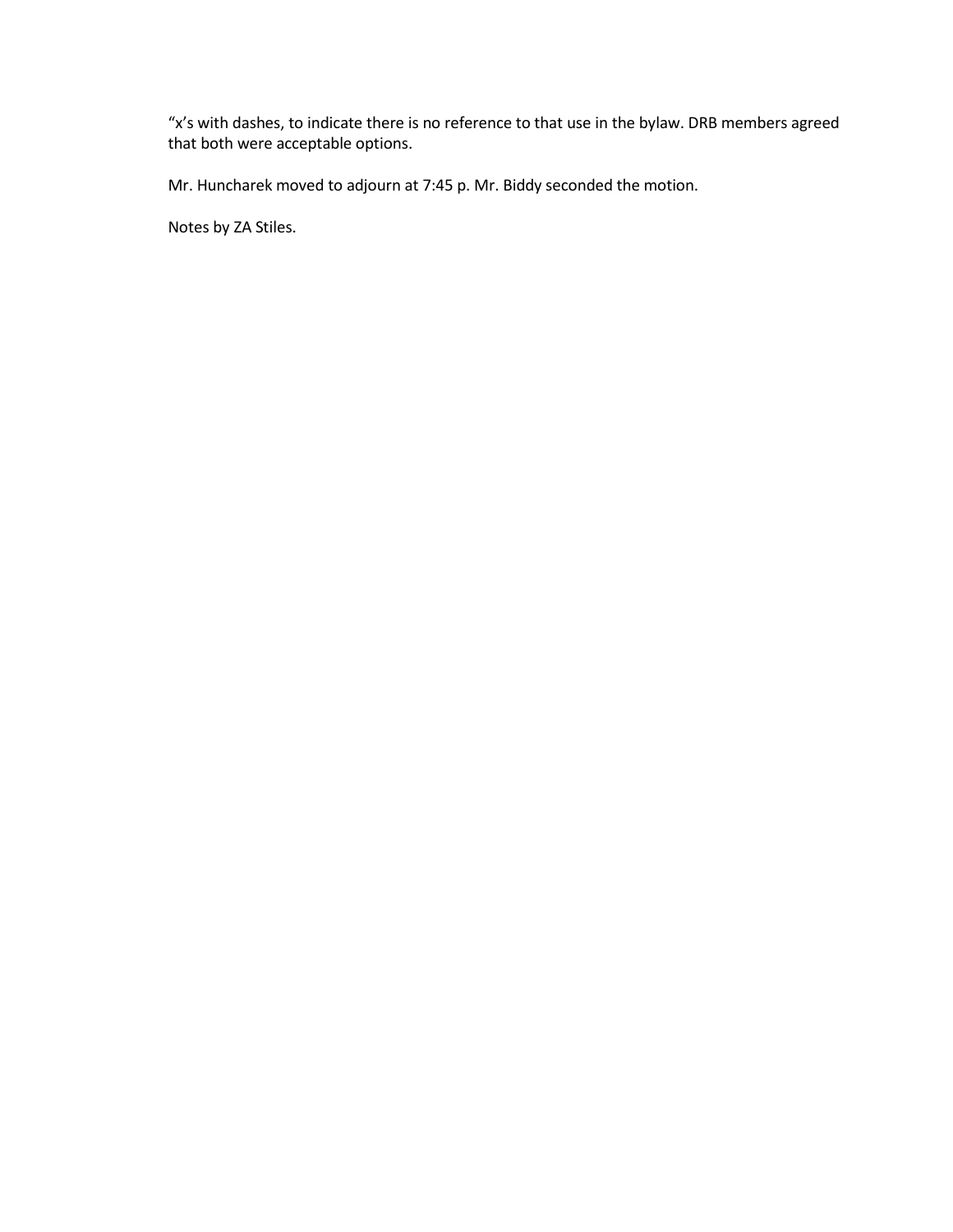"x's with dashes, to indicate there is no reference to that use in the bylaw. DRB members agreed that both were acceptable options.

Mr. Huncharek moved to adjourn at 7:45 p. Mr. Biddy seconded the motion.

Notes by ZA Stiles.